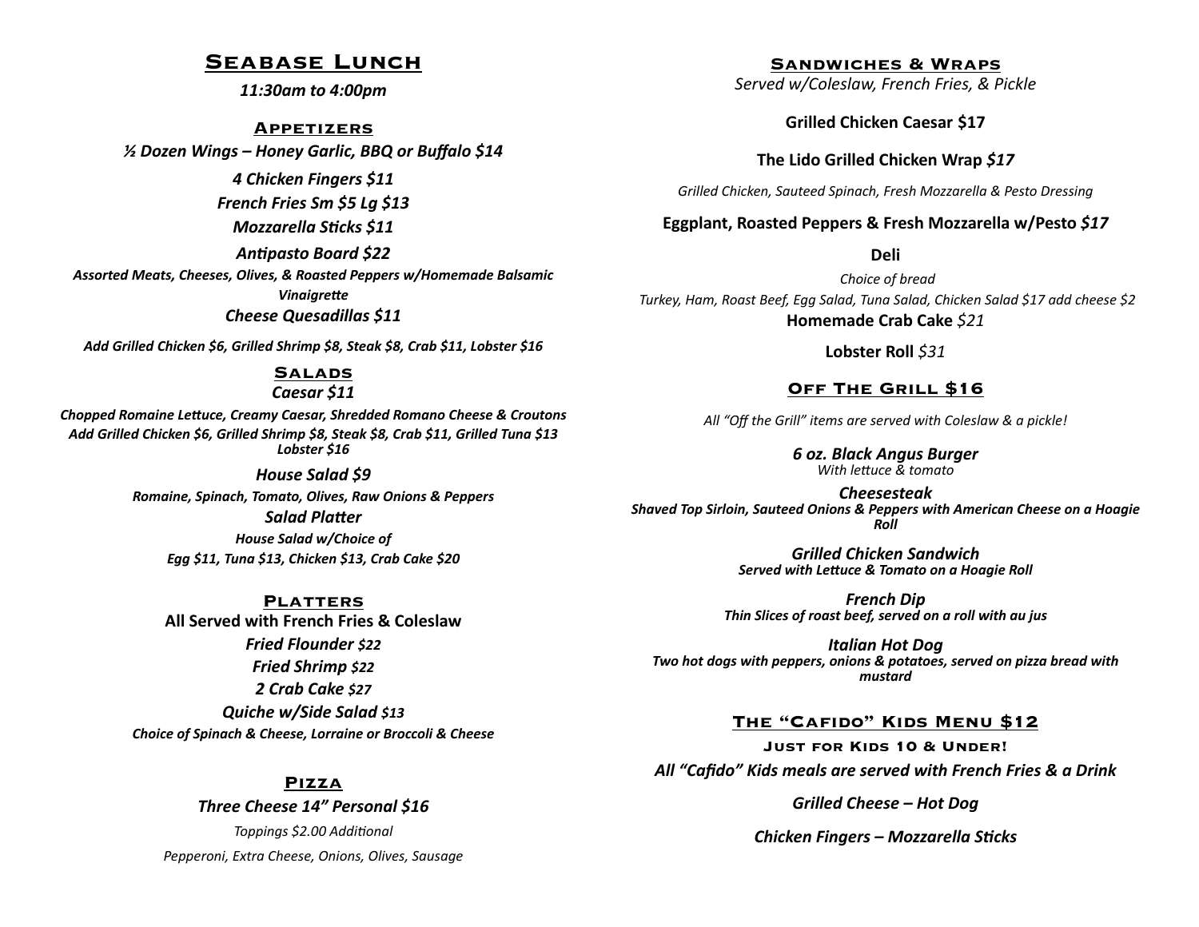# Seabase Lunch

*11:30am to 4:00pm*

## Appetizers

***½ Dozen Wings – Honey Garlic, BBQ or Buffalo $14***

***4 Chicken Fingers $11***

***French Fries Sm $5 Lg $13***

***Mozzarella Sticks $11***

***Antipasto Board $22***

***Assorted Meats, Cheeses, Olives, & Roasted Peppers w/Homemade Balsamic Vinaigrette***

***Cheese Quesadillas $11***

***Add Grilled Chicken $6, Grilled Shrimp $8, Steak $8, Crab $11, Lobster $16***

## Salads

***Caesar $11***

***Chopped Romaine Lettuce, Creamy Caesar, Shredded Romano Cheese & Croutons***
***Add Grilled Chicken $6, Grilled Shrimp $8, Steak $8, Crab $11, Grilled Tuna $13 Lobster $16***

***House Salad $9***

***Romaine, Spinach, Tomato, Olives, Raw Onions & Peppers***

***Salad Platter***

***House Salad w/Choice of***
***Egg $11, Tuna $13, Chicken $13, Crab Cake $20***

## Platters

**All Served with French Fries & Coleslaw**

***Fried Flounder $22***

***Fried Shrimp $22***

***2 Crab Cake $27***

***Quiche w/Side Salad $13***

***Choice of Spinach & Cheese, Lorraine or Broccoli & Cheese***

## Pizza

***Three Cheese 14" Personal $16***

*Toppings $2.00 Additional*

*Pepperoni, Extra Cheese, Onions, Olives, Sausage*

## Sandwiches & Wraps

*Served w/Coleslaw, French Fries, & Pickle*

**Grilled Chicken Caesar $17**

**The Lido Grilled Chicken Wrap** ***$17***

*Grilled Chicken, Sauteed Spinach, Fresh Mozzarella & Pesto Dressing*

**Eggplant, Roasted Peppers & Fresh Mozzarella w/Pesto** ***$17***

**Deli**

*Choice of bread*

*Turkey, Ham, Roast Beef, Egg Salad, Tuna Salad, Chicken Salad $17 add cheese $2*

**Homemade Crab Cake** *$21*

**Lobster Roll** *$31*

## Off The Grill $16

*All "Off the Grill" items are served with Coleslaw & a pickle!*

***6 oz. Black Angus Burger***
*With lettuce & tomato*

***Cheesesteak***
***Shaved Top Sirloin, Sauteed Onions & Peppers with American Cheese on a Hoagie Roll***

***Grilled Chicken Sandwich***
***Served with Lettuce & Tomato on a Hoagie Roll***

***French Dip***
***Thin Slices of roast beef, served on a roll with au jus***

***Italian Hot Dog***
***Two hot dogs with peppers, onions & potatoes, served on pizza bread with mustard***

## The "Cafido" Kids Menu $12

**Just for Kids 10 & Under!**

***All "Cafido" Kids meals are served with French Fries & a Drink***

***Grilled Cheese – Hot Dog***

***Chicken Fingers – Mozzarella Sticks***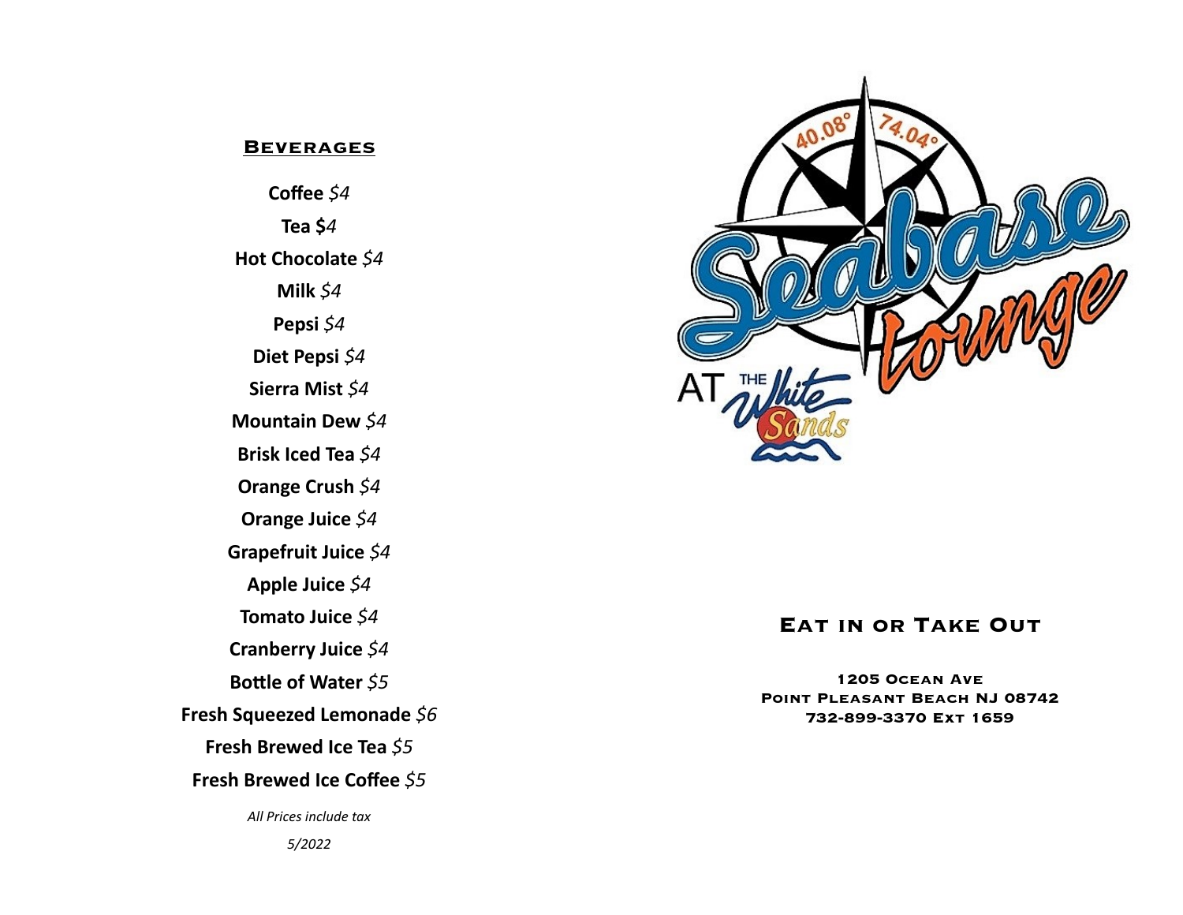## Beverages

**Coffee** *$4*

**Tea $***4*

**Hot Chocolate** *$4*

**Milk** *$4*

**Pepsi** *$4*

**Diet Pepsi** *$4*

**Sierra Mist** *$4*

**Mountain Dew** *$4*

**Brisk Iced Tea** *$4*

**Orange Crush** *$4*

**Orange Juice** *$4*

**Grapefruit Juice** *$4*

**Apple Juice** *$4*

**Tomato Juice** *$4*

**Cranberry Juice** *$4*

**Bottle of Water** *$5*

**Fresh Squeezed Lemonade** *$6*

**Fresh Brewed Ice Tea** *$5*

**Fresh Brewed Ice Coffee** *$5*

*All Prices include tax*

*5/2022*

40.08° 74.04°

Seabase Lounge

AT THE White Sands

## Eat in or Take Out

**1205 Ocean Ave**
**Point Pleasant Beach NJ 08742**
**732-899-3370 Ext 1659**